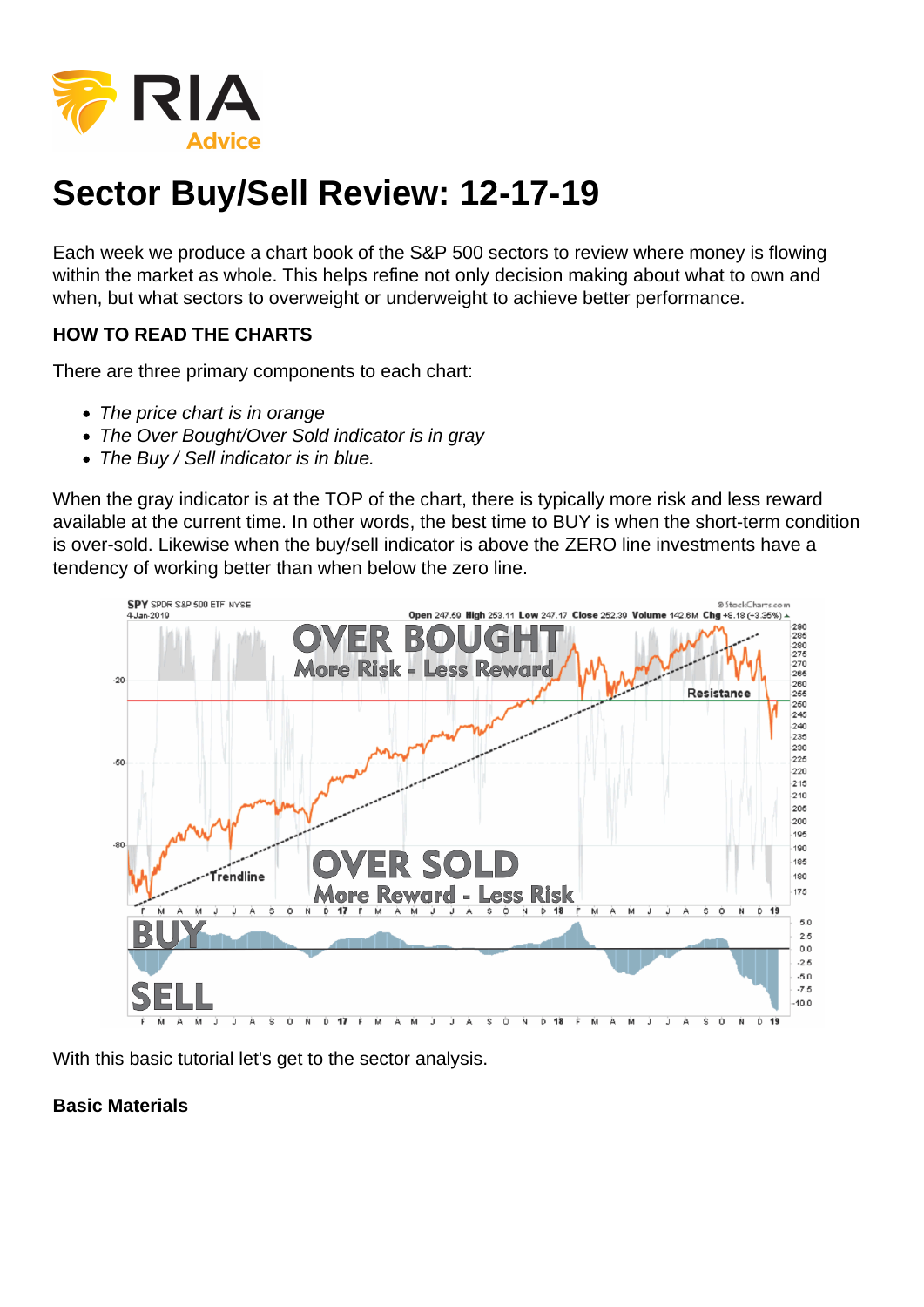# Sector Buy/Sell Review: 12-17-19

Each week we produce a chart book of the S&P 500 sectors to review where money is flowing within the market as whole. This helps refine not only decision making about what to own and when, but what sectors to overweight or underweight to achieve better performance.

### HOW TO READ THE CHARTS

There are three primary components to each chart:

- *The price chart is in orange*
- *The Over Bought/Over Sold indicator is in gray*
- *The Buy / Sell indicator is in blue.*

When the gray indicator is at the TOP of the chart, there is typically more risk and less reward available at the current time. In other words, the best time to BUY is when the short-term condition is over-sold. Likewise when the buy/sell indicator is above the ZERO line investments have a tendency of working better than when below the zero line.

With this basic tutorial let's get to the sector analysis.

**Basic Materials**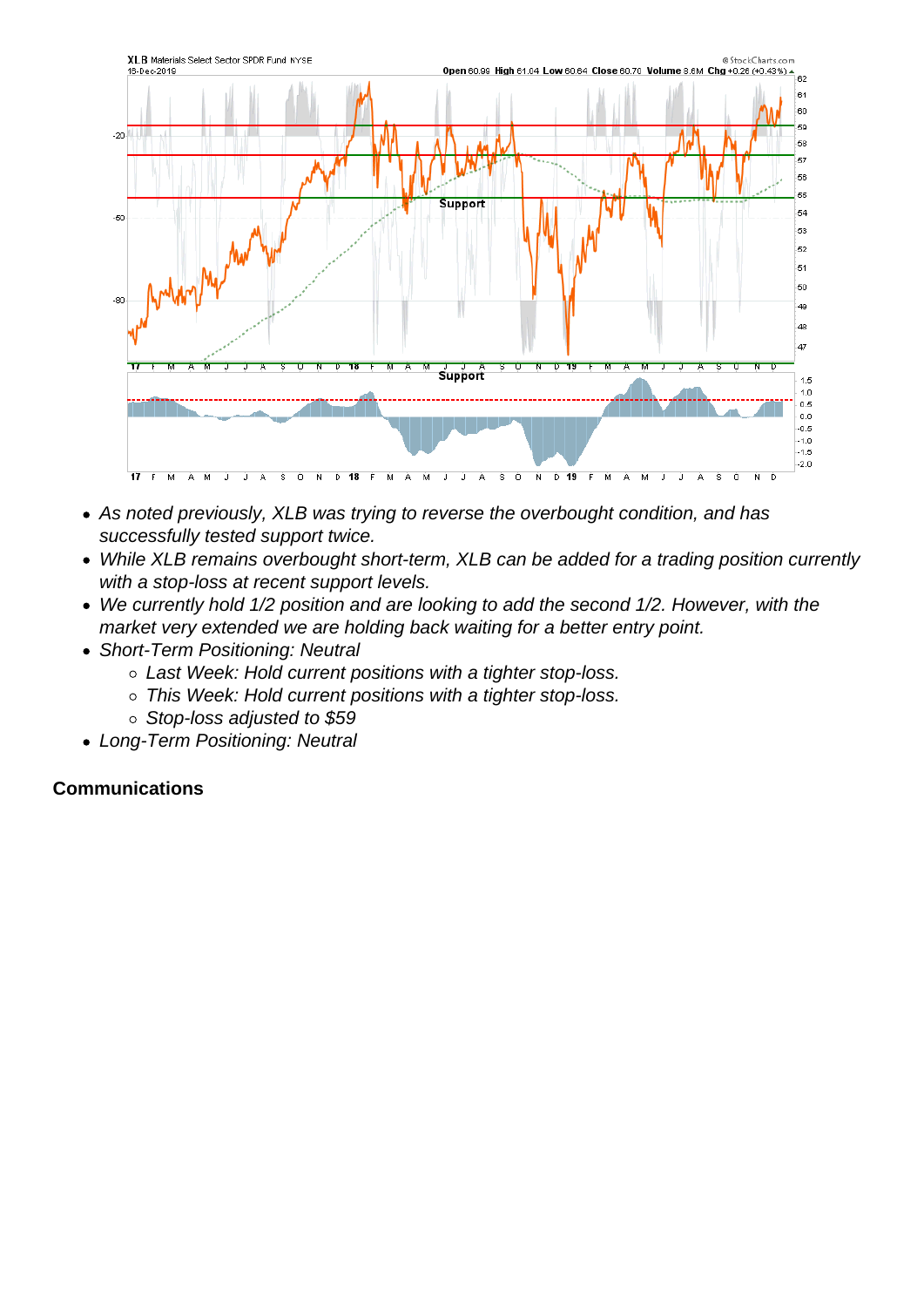- *As noted previously, XLB was trying to reverse the overbought condition, and has successfully tested support twice.*
- *While XLB remains overbought short-term, XLB can be added for a trading position currently with a stop-loss at recent support levels.*
- *We currently hold 1/2 position and are looking to add the second 1/2. However, with the market very extended we are holding back waiting for a better entry point.*
- *Short-Term Positioning: Neutral*
  - *Last Week: Hold current positions with a tighter stop-loss.*
  - *This Week: Hold current positions with a tighter stop-loss.*
  - *Stop-loss adjusted to $59*
- *Long-Term Positioning: Neutral*

**Communications**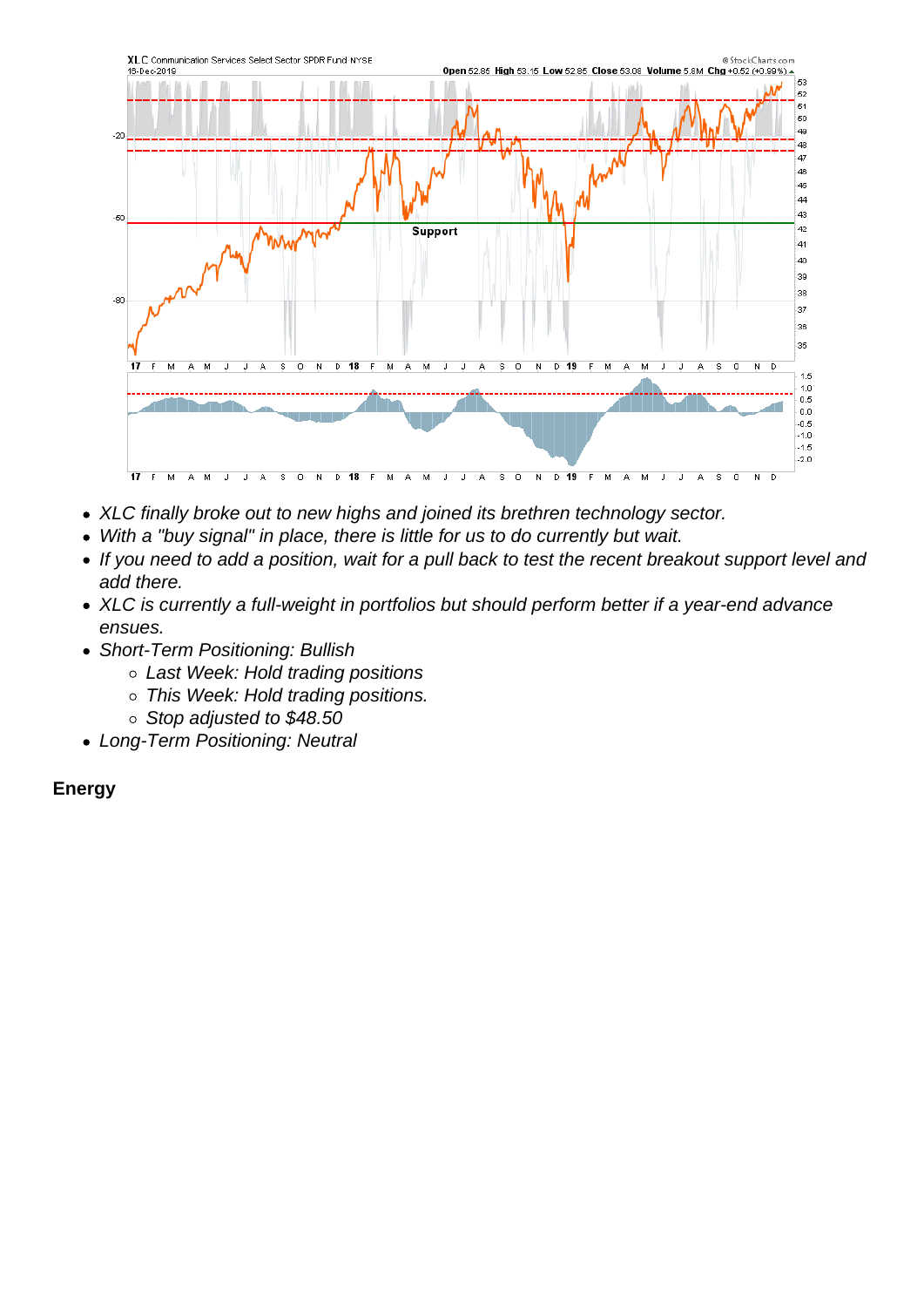- *XLC finally broke out to new highs and joined its brethren technology sector.*
- *With a "buy signal" in place, there is little for us to do currently but wait.*
- *If you need to add a position, wait for a pull back to test the recent breakout support level and add there.*
- *XLC is currently a full-weight in portfolios but should perform better if a year-end advance ensues.*
- *Short-Term Positioning: Bullish*
    - *Last Week: Hold trading positions*
    - *This Week: Hold trading positions.*
    - *Stop adjusted to $48.50*
- *Long-Term Positioning: Neutral*

**Energy**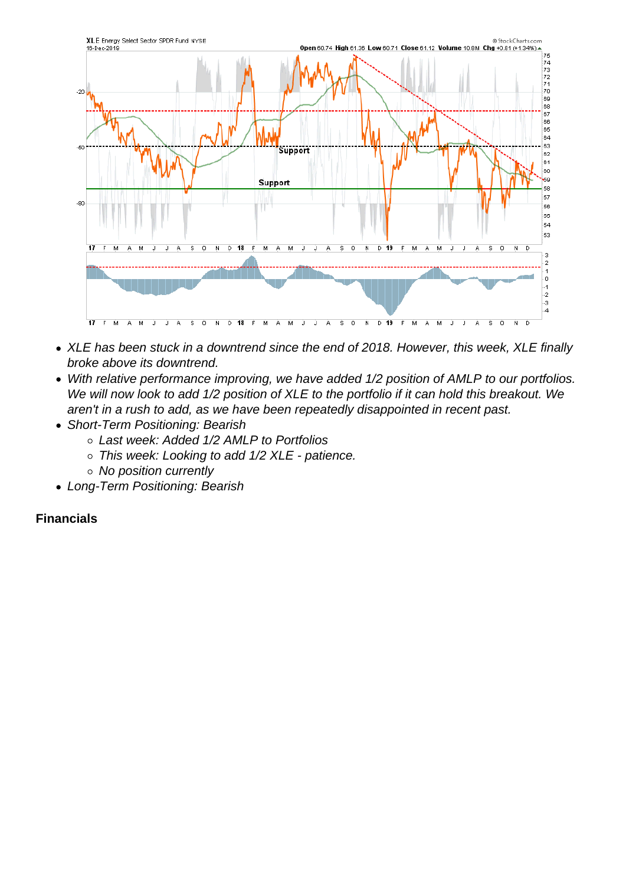- XLE has been stuck in a downtrend since the end of 2018. However, this week, XLE finally broke above its downtrend.
- With relative performance improving, we have added 1/2 position of AMLP to our portfolios. We will now look to add 1/2 position of XLE to the portfolio if it can hold this breakout. We aren't in a rush to add, as we have been repeatedly disappointed in recent past.
- Short-Term Positioning: Bearish
  - Last week: Added 1/2 AMLP to Portfolios
  - This week: Looking to add 1/2 XLE - patience.
  - No position currently
- Long-Term Positioning: Bearish

**Financials**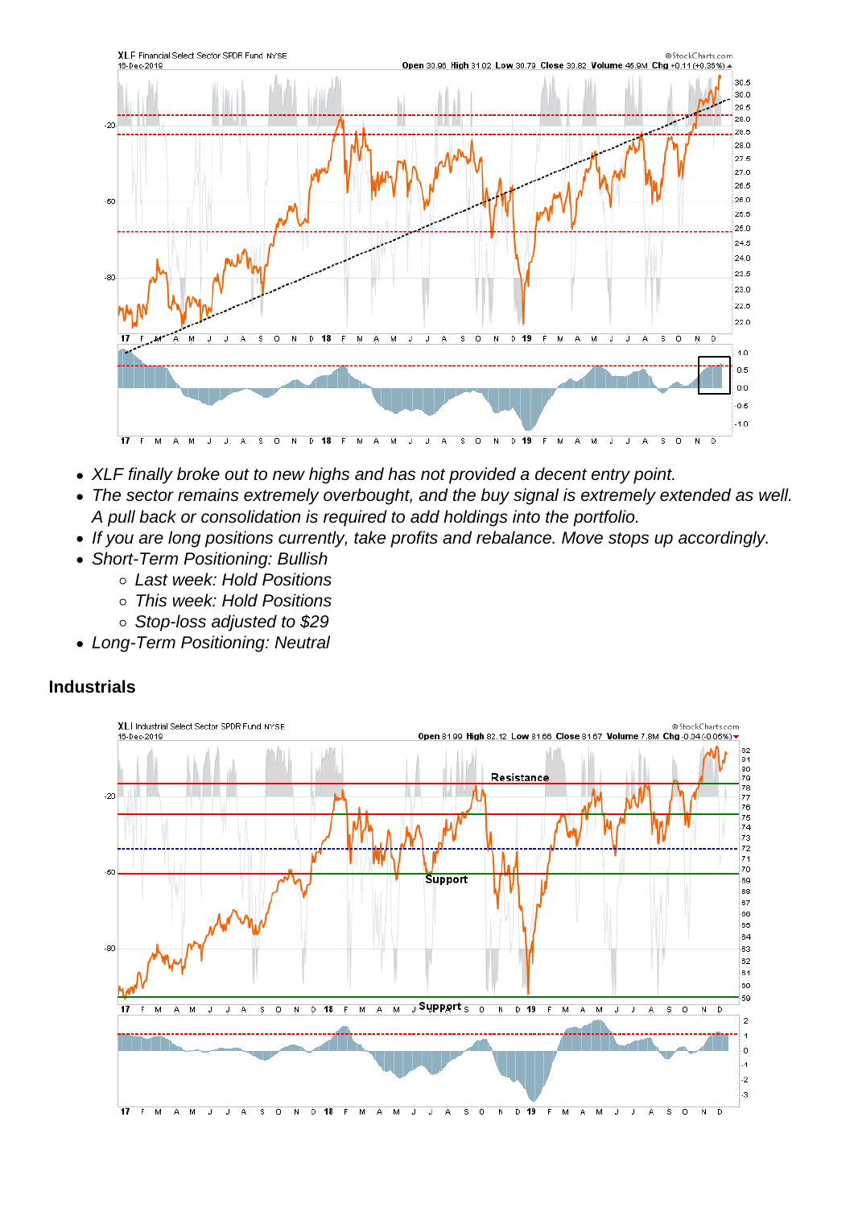- *XLF finally broke out to new highs and has not provided a decent entry point.*
- *The sector remains extremely overbought, and the buy signal is extremely extended as well. A pull back or consolidation is required to add holdings into the portfolio.*
- *If you are long positions currently, take profits and rebalance. Move stops up accordingly.*
- *Short-Term Positioning: Bullish*
  - *Last week: Hold Positions*
  - *This week: Hold Positions*
  - *Stop-loss adjusted to $29*
- *Long-Term Positioning: Neutral*

## Industrials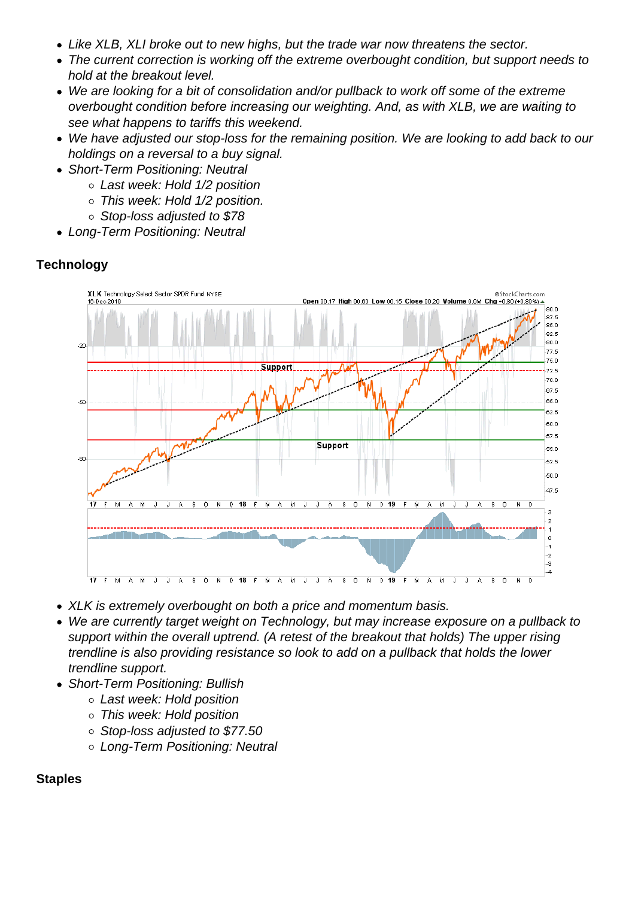- Like XLB, XLI broke out to new highs, but the trade war now threatens the sector.
- The current correction is working off the extreme overbought condition, but support needs to hold at the breakout level.
- We are looking for a bit of consolidation and/or pullback to work off some of the extreme overbought condition before increasing our weighting. And, as with XLB, we are waiting to see what happens to tariffs this weekend.
- We have adjusted our stop-loss for the remaining position. We are looking to add back to our holdings on a reversal to a buy signal.
- Short-Term Positioning: Neutral
  - Last week: Hold 1/2 position
  - This week: Hold 1/2 position.
  - Stop-loss adjusted to $78
- Long-Term Positioning: Neutral

**Technology**

- XLK is extremely overbought on both a price and momentum basis.
- We are currently target weight on Technology, but may increase exposure on a pullback to support within the overall uptrend. (A retest of the breakout that holds) The upper rising trendline is also providing resistance so look to add on a pullback that holds the lower trendline support.
- Short-Term Positioning: Bullish
  - Last week: Hold position
  - This week: Hold position
  - Stop-loss adjusted to $77.50
  - Long-Term Positioning: Neutral

**Staples**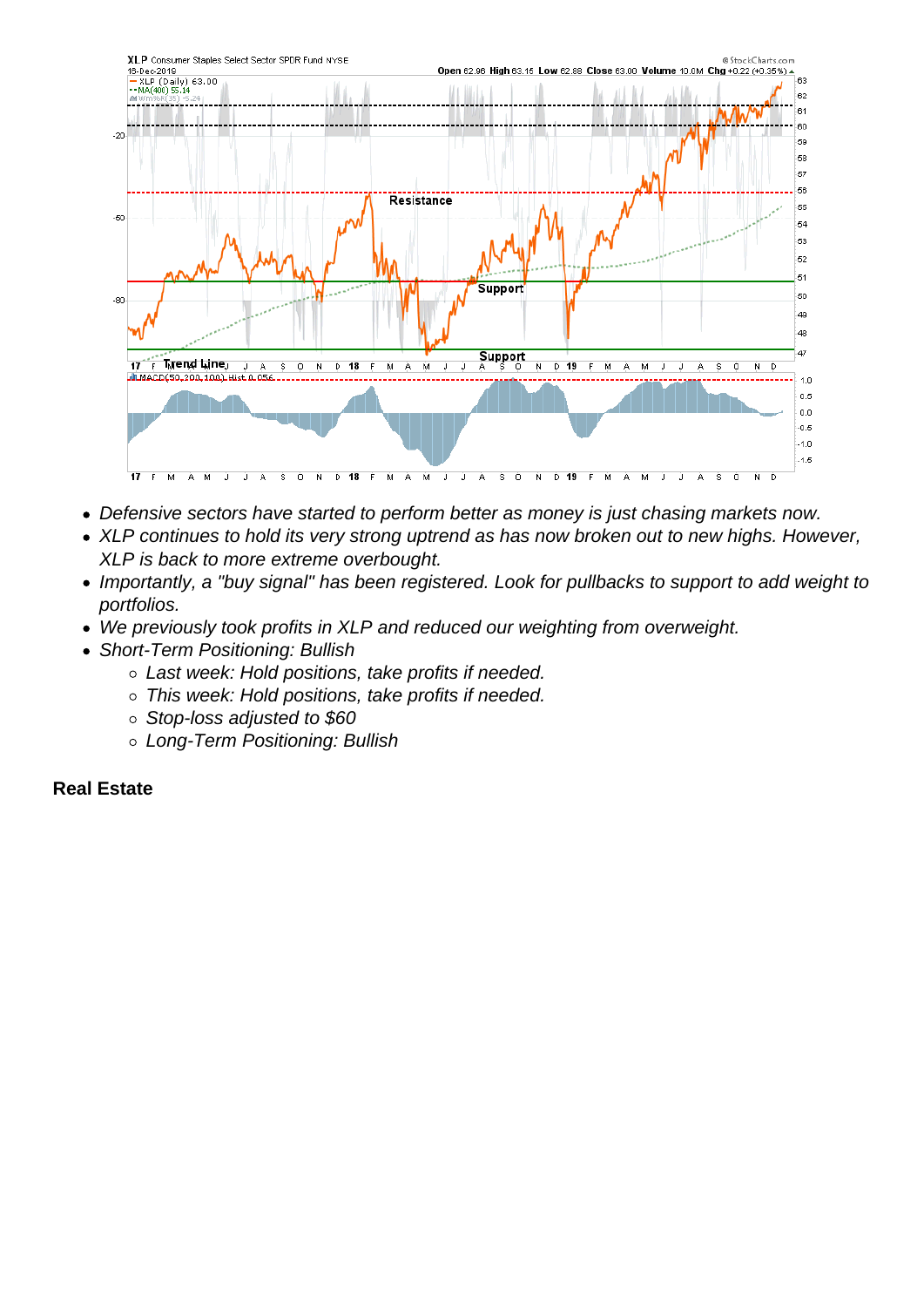- Defensive sectors have started to perform better as money is just chasing markets now.
- XLP continues to hold its very strong uptrend as has now broken out to new highs. However, XLP is back to more extreme overbought.
- Importantly, a "buy signal" has been registered. Look for pullbacks to support to add weight to portfolios.
- We previously took profits in XLP and reduced our weighting from overweight.
- Short-Term Positioning: Bullish
  - Last week: Hold positions, take profits if needed.
  - This week: Hold positions, take profits if needed.
  - Stop-loss adjusted to $60
  - Long-Term Positioning: Bullish

**Real Estate**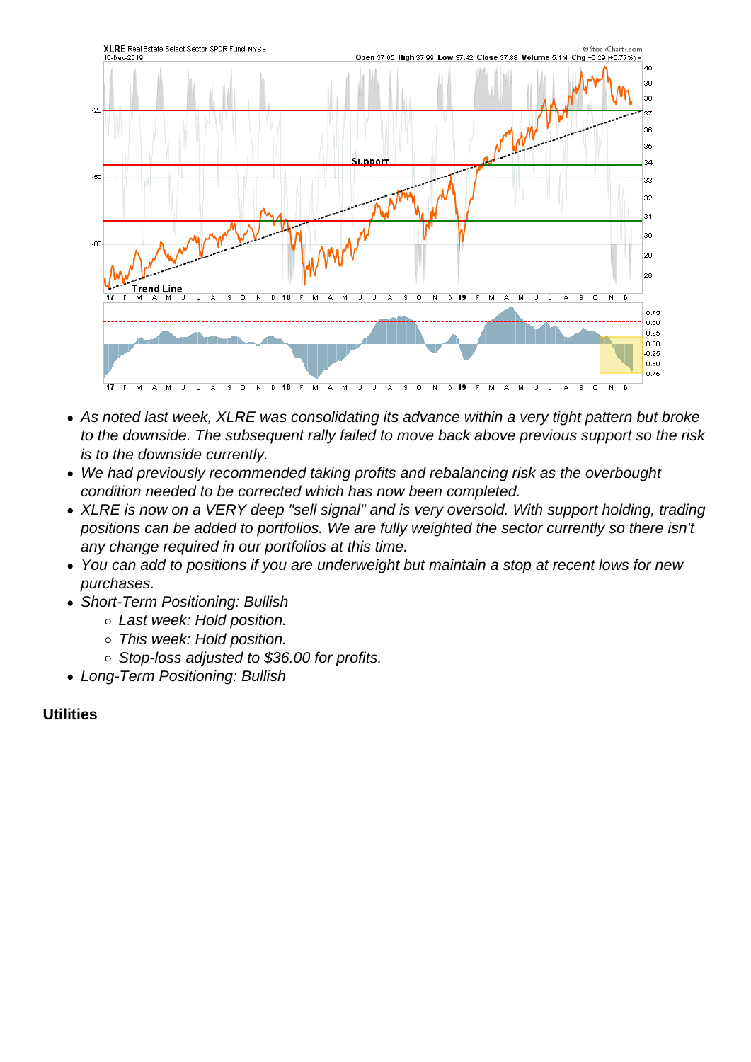- *As noted last week, XLRE was consolidating its advance within a very tight pattern but broke to the downside. The subsequent rally failed to move back above previous support so the risk is to the downside currently.*
- *We had previously recommended taking profits and rebalancing risk as the overbought condition needed to be corrected which has now been completed.*
- *XLRE is now on a VERY deep "sell signal" and is very oversold. With support holding, trading positions can be added to portfolios. We are fully weighted the sector currently so there isn't any change required in our portfolios at this time.*
- *You can add to positions if you are underweight but maintain a stop at recent lows for new purchases.*
- *Short-Term Positioning: Bullish*
    - *Last week: Hold position.*
    - *This week: Hold position.*
    - *Stop-loss adjusted to $36.00 for profits.*
- *Long-Term Positioning: Bullish*

**Utilities**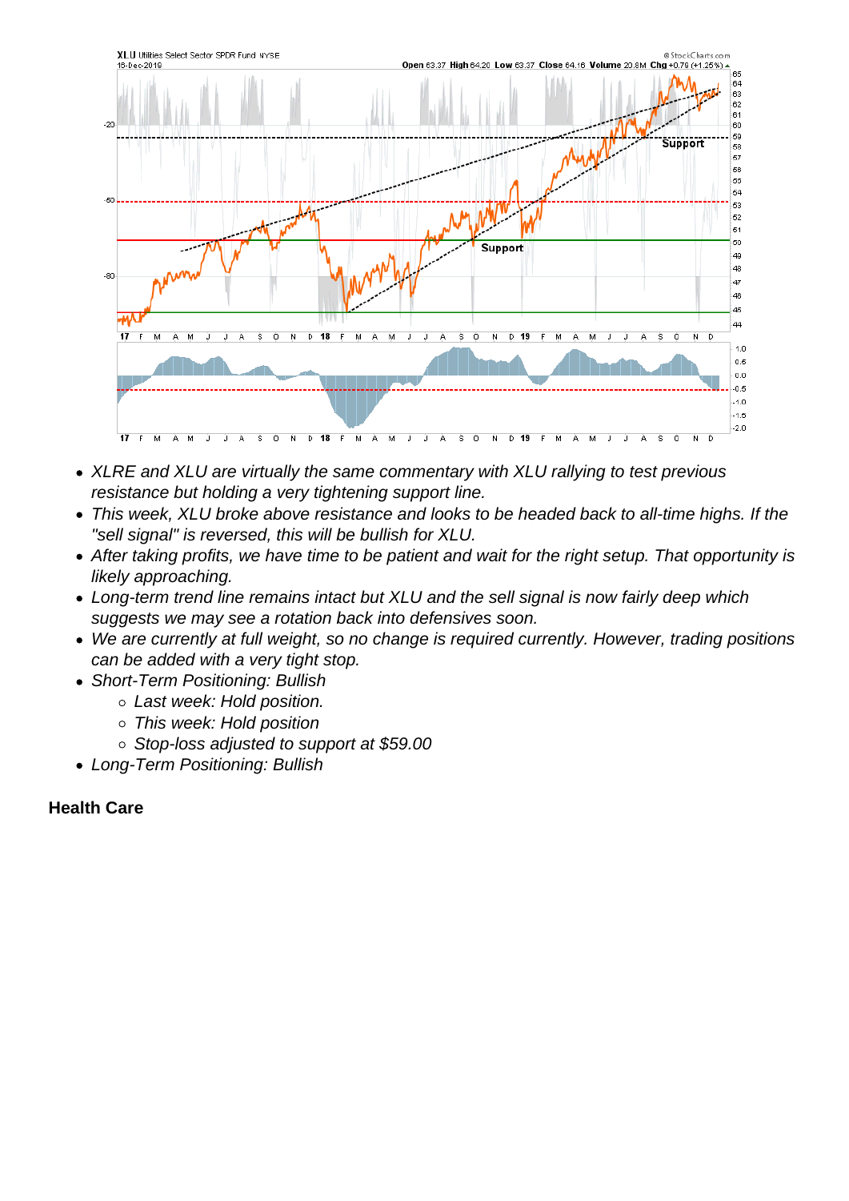- *XLRE and XLU are virtually the same commentary with XLU rallying to test previous resistance but holding a very tightening support line.*
- *This week, XLU broke above resistance and looks to be headed back to all-time highs. If the "sell signal" is reversed, this will be bullish for XLU.*
- *After taking profits, we have time to be patient and wait for the right setup. That opportunity is likely approaching.*
- *Long-term trend line remains intact but XLU and the sell signal is now fairly deep which suggests we may see a rotation back into defensives soon.*
- *We are currently at full weight, so no change is required currently. However, trading positions can be added with a very tight stop.*
- *Short-Term Positioning: Bullish*
  - *Last week: Hold position.*
  - *This week: Hold position*
  - *Stop-loss adjusted to support at $59.00*
- *Long-Term Positioning: Bullish*

**Health Care**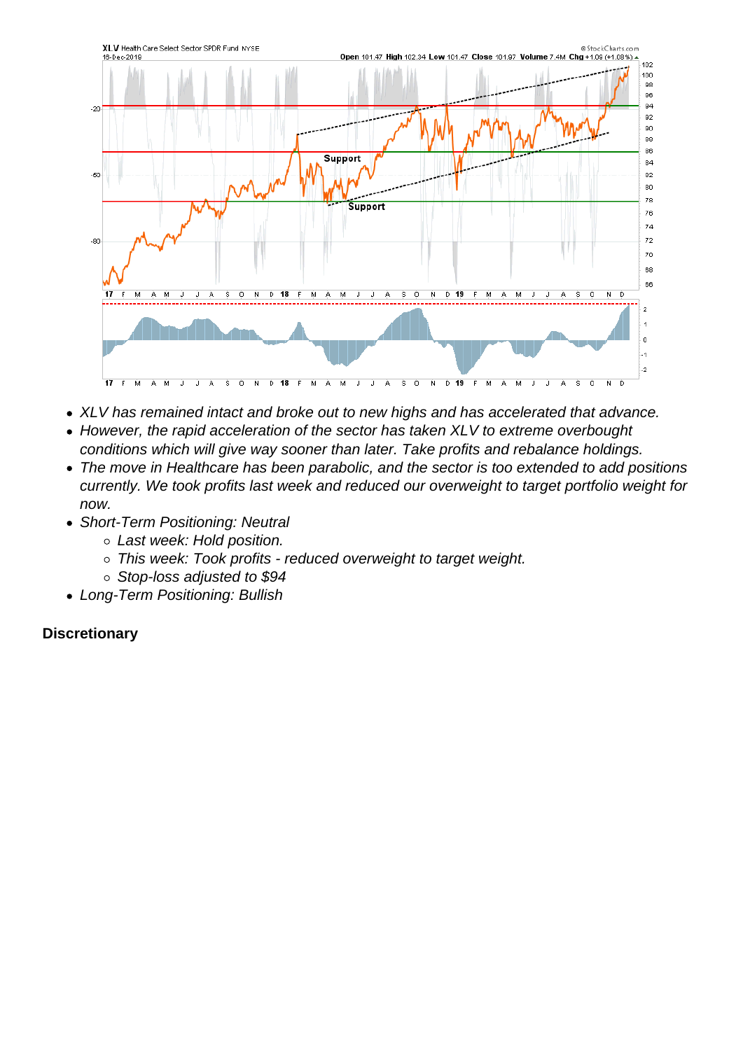- *XLV has remained intact and broke out to new highs and has accelerated that advance.*
- *However, the rapid acceleration of the sector has taken XLV to extreme overbought conditions which will give way sooner than later. Take profits and rebalance holdings.*
- *The move in Healthcare has been parabolic, and the sector is too extended to add positions currently. We took profits last week and reduced our overweight to target portfolio weight for now.*
- *Short-Term Positioning: Neutral*
  - *Last week: Hold position.*
  - *This week: Took profits - reduced overweight to target weight.*
  - *Stop-loss adjusted to $94*
- *Long-Term Positioning: Bullish*

**Discretionary**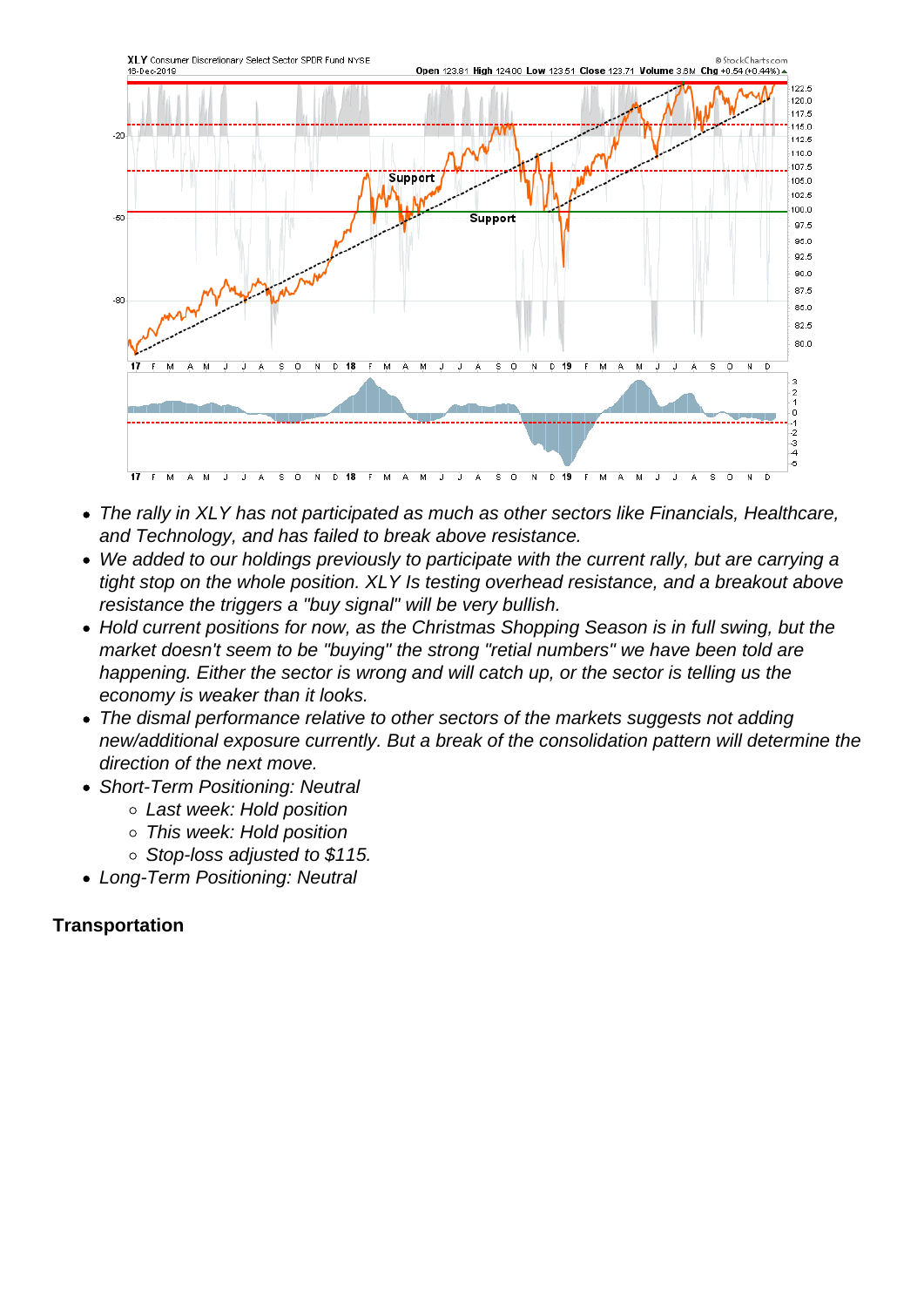- *The rally in XLY has not participated as much as other sectors like Financials, Healthcare, and Technology, and has failed to break above resistance.*
- *We added to our holdings previously to participate with the current rally, but are carrying a tight stop on the whole position. XLY Is testing overhead resistance, and a breakout above resistance the triggers a "buy signal" will be very bullish.*
- *Hold current positions for now, as the Christmas Shopping Season is in full swing, but the market doesn't seem to be "buying" the strong "retial numbers" we have been told are happening. Either the sector is wrong and will catch up, or the sector is telling us the economy is weaker than it looks.*
- *The dismal performance relative to other sectors of the markets suggests not adding new/additional exposure currently. But a break of the consolidation pattern will determine the direction of the next move.*
- *Short-Term Positioning: Neutral*
  - *Last week: Hold position*
  - *This week: Hold position*
  - *Stop-loss adjusted to $115.*
- *Long-Term Positioning: Neutral*

**Transportation**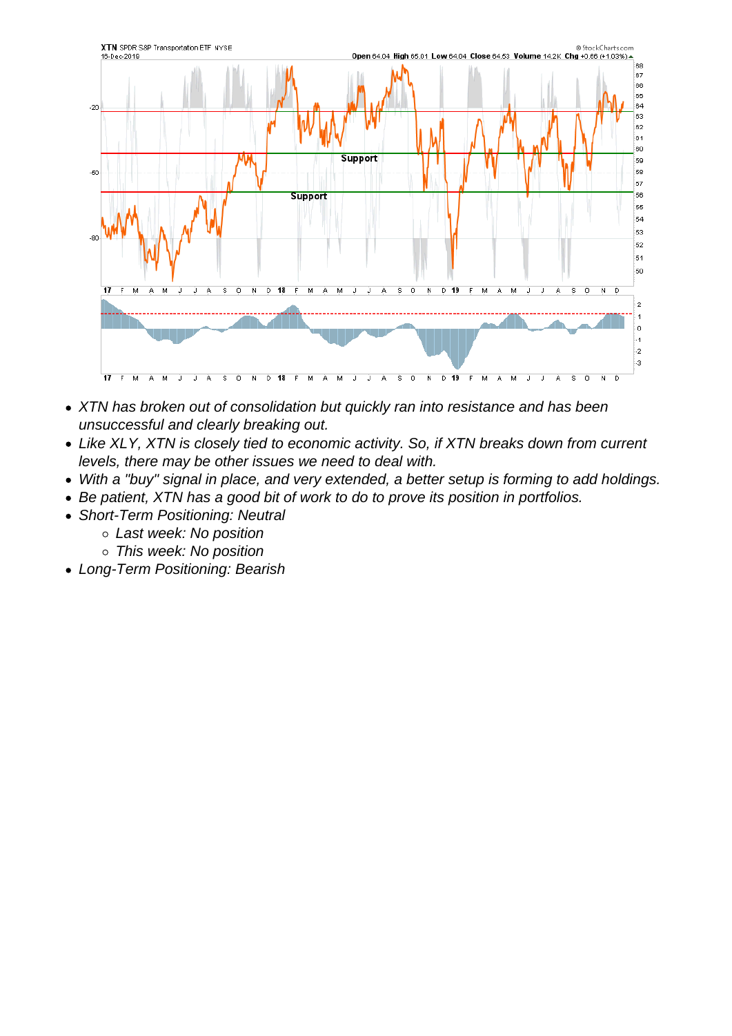XTN SPDR S&P Transportation ETF NYSE
16-Dec-2019
@StockCharts.com
Open 64.04 High 65.01 Low 64.04 Close 64.53 Volume 14.2K Chg +0.66 (+1.03%)

Support

Support

-20
-50
-80

68
67
66
65
64
63
62
61
60
59
58
57
56
55
54
53
52
51
50

17 F M A M J J A S O N D 18 F M A M J J A S O N D 19 F M A M J J A S O N D

2
1
0
-1
-2
-3

17 F M A M J J A S O N D 18 F M A M J J A S O N D 19 F M A M J J A S O N D

- *XTN has broken out of consolidation but quickly ran into resistance and has been unsuccessful and clearly breaking out.*
- *Like XLY, XTN is closely tied to economic activity. So, if XTN breaks down from current levels, there may be other issues we need to deal with.*
- *With a "buy" signal in place, and very extended, a better setup is forming to add holdings.*
- *Be patient, XTN has a good bit of work to do to prove its position in portfolios.*
- *Short-Term Positioning: Neutral*
  - *Last week: No position*
  - *This week: No position*
- *Long-Term Positioning: Bearish*